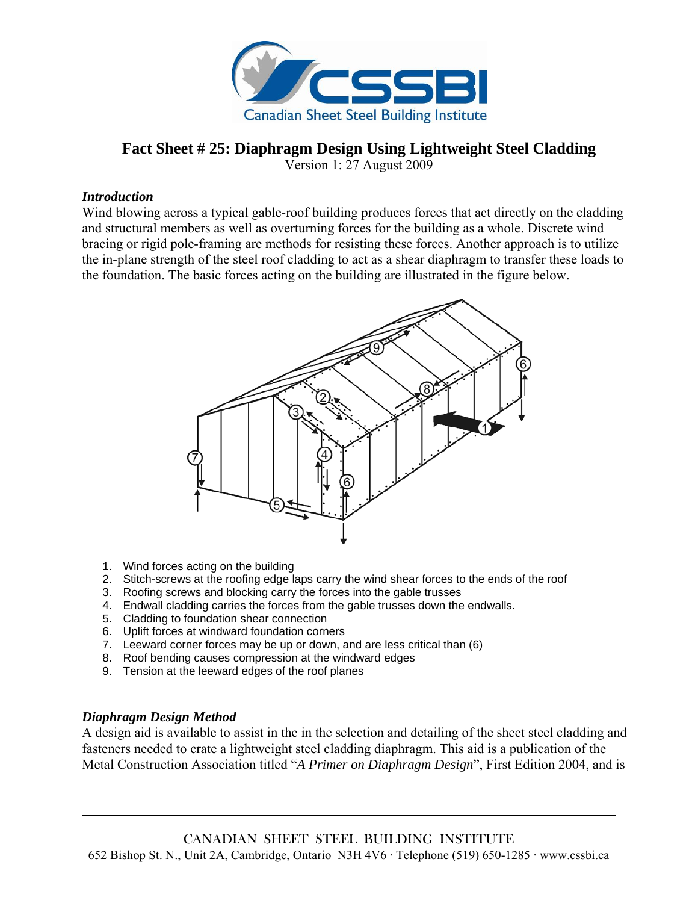# Fact Sheet # 25: Diaphragm Design Using Lightweight Steel Cladding

Version 1: 27 August 2009

### *Introduction*

Wind blowing across a typical gable-roof building produces forces that act directly on the cladding and structural members as well as overturning forces for the building as a whole. Discrete wind bracing or rigid pole-framing are methods for resisting these forces. Another approach is to utilize the in-plane strength of the steel roof cladding to act as a shear diaphragm to transfer these loads to the foundation. The basic forces acting on the building are illustrated in the figure below.

1. Wind forces acting on the building
2. Stitch-screws at the roofing edge laps carry the wind shear forces to the ends of the roof
3. Roofing screws and blocking carry the forces into the gable trusses
4. Endwall cladding carries the forces from the gable trusses down the endwalls.
5. Cladding to foundation shear connection
6. Uplift forces at windward foundation corners
7. Leeward corner forces may be up or down, and are less critical than (6)
8. Roof bending causes compression at the windward edges
9. Tension at the leeward edges of the roof planes

### *Diaphragm Design Method*

A design aid is available to assist in the in the selection and detailing of the sheet steel cladding and fasteners needed to crate a lightweight steel cladding diaphragm. This aid is a publication of the Metal Construction Association titled "*A Primer on Diaphragm Design*", First Edition 2004, and is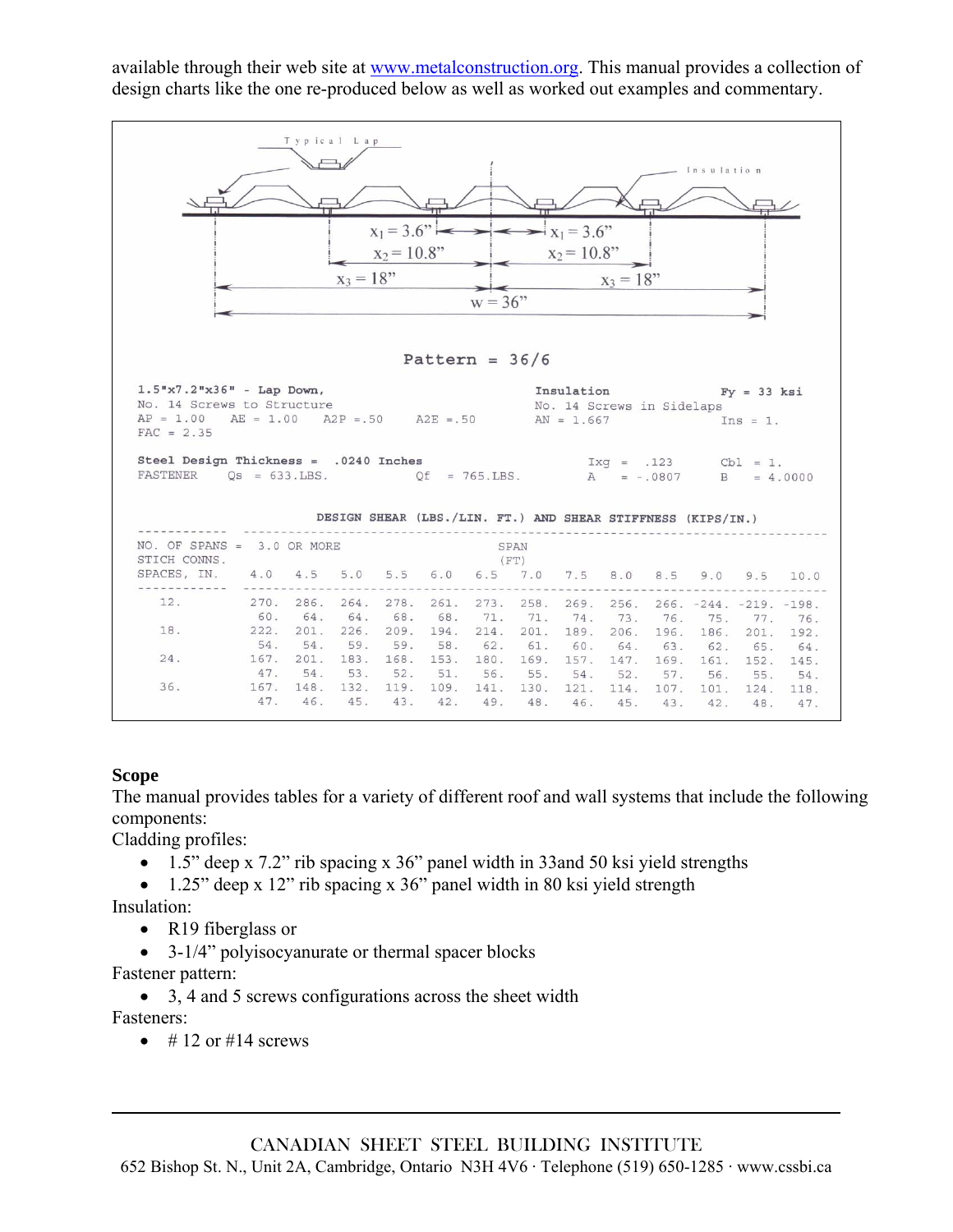available through their web site at www.metalconstruction.org. This manual provides a collection of design charts like the one re-produced below as well as worked out examples and commentary.

Typical Lap

Insulation

$x_1 = 3.6"$ $x_1 = 3.6"$

$x_2 = 10.8"$ $x_2 = 10.8"$

$x_3 = 18"$ $x_3 = 18"$

w = 36"

Pattern = 36/6

1.5"x7.2"x36" - Lap Down, Insulation Fy = 33 ksi
No. 14 Screws to Structure No. 14 Screws in Sidelaps
AP = 1.00 AE = 1.00 A2P =.50 A2E =.50 AN = 1.667 Ins = 1.
FAC = 2.35

Steel Design Thickness = .0240 Inches Ixg = .123 Cbl = 1.
FASTENER Qs = 633.LBS. Qf = 765.LBS. A = -.0807 B = 4.0000

DESIGN SHEAR (LBS./LIN. FT.) AND SHEAR STIFFNESS (KIPS/IN.)

NO. OF SPANS = 3.0 OR MORE

| STICH CONNS. SPACES, IN. | SPAN (FT) 4.0 | 4.5 | 5.0 | 5.5 | 6.0 | 6.5 | 7.0 | 7.5 | 8.0 | 8.5 | 9.0 | 9.5 | 10.0 |
|---|---|---|---|---|---|---|---|---|---|---|---|---|---|
| 12. | 270. | 286. | 264. | 278. | 261. | 273. | 258. | 269. | 256. | 266. | -244. | -219. | -198. |
| | 60. | 64. | 64. | 68. | 68. | 71. | 71. | 74. | 73. | 76. | 75. | 77. | 76. |
| 18. | 222. | 201. | 226. | 209. | 194. | 214. | 201. | 189. | 206. | 196. | 186. | 201. | 192. |
| | 54. | 54. | 59. | 59. | 58. | 62. | 61. | 60. | 64. | 63. | 62. | 65. | 64. |
| 24. | 167. | 201. | 183. | 168. | 153. | 180. | 169. | 157. | 147. | 169. | 161. | 152. | 145. |
| | 47. | 54. | 53. | 52. | 51. | 56. | 55. | 54. | 52. | 57. | 56. | 55. | 54. |
| 36. | 167. | 148. | 132. | 119. | 109. | 141. | 130. | 121. | 114. | 107. | 101. | 124. | 118. |
| | 47. | 46. | 45. | 43. | 42. | 49. | 48. | 46. | 45. | 43. | 42. | 48. | 47. |

**Scope**

The manual provides tables for a variety of different roof and wall systems that include the following components:

Cladding profiles:

- 1.5" deep x 7.2" rib spacing x 36" panel width in 33and 50 ksi yield strengths
- 1.25" deep x 12" rib spacing x 36" panel width in 80 ksi yield strength

Insulation:

- R19 fiberglass or
- 3-1/4" polyisocyanurate or thermal spacer blocks

Fastener pattern:

- 3, 4 and 5 screws configurations across the sheet width

Fasteners:

- # 12 or #14 screws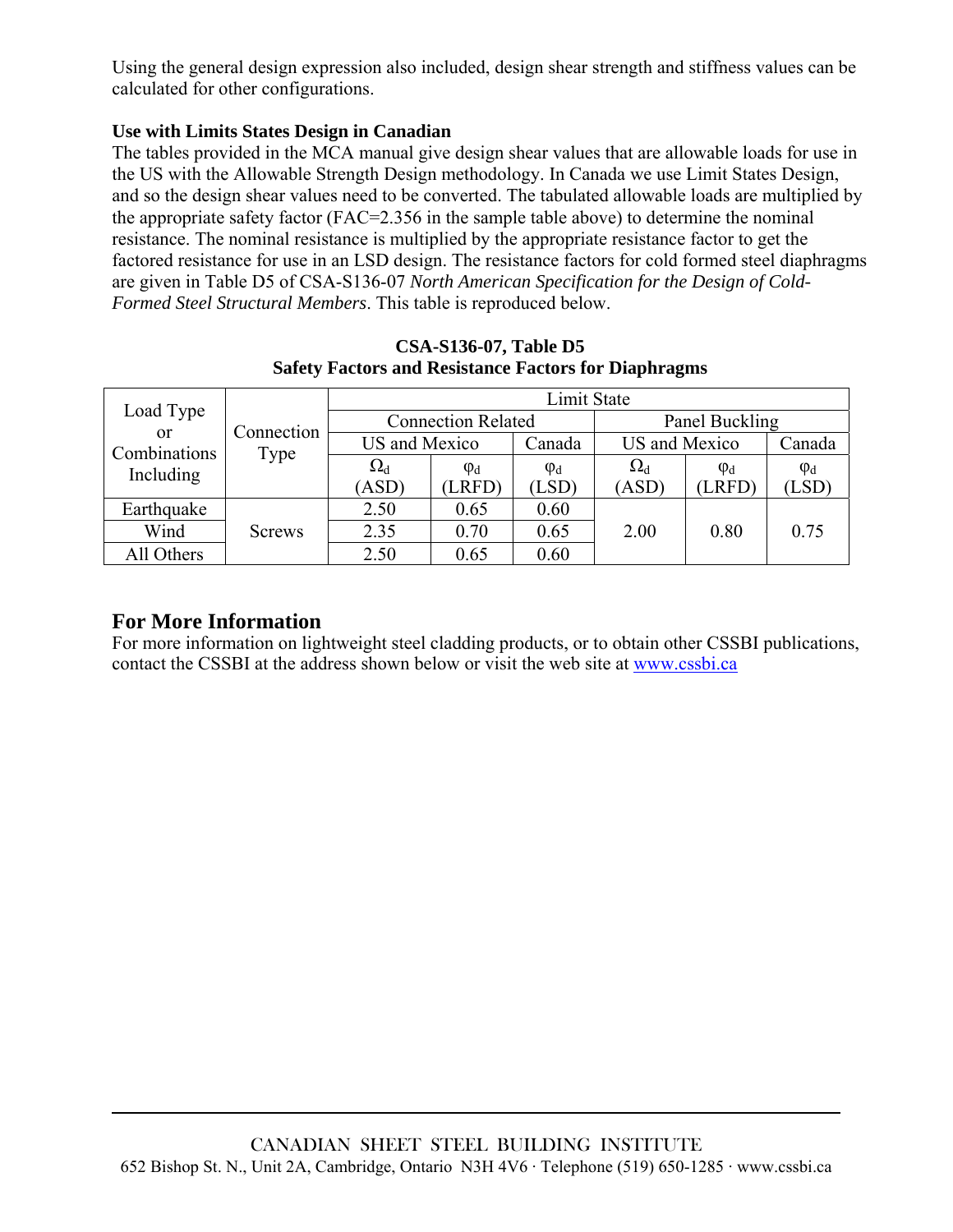Using the general design expression also included, design shear strength and stiffness values can be calculated for other configurations.

**Use with Limits States Design in Canadian**

The tables provided in the MCA manual give design shear values that are allowable loads for use in the US with the Allowable Strength Design methodology. In Canada we use Limit States Design, and so the design shear values need to be converted. The tabulated allowable loads are multiplied by the appropriate safety factor (FAC=2.356 in the sample table above) to determine the nominal resistance. The nominal resistance is multiplied by the appropriate resistance factor to get the factored resistance for use in an LSD design. The resistance factors for cold formed steel diaphragms are given in Table D5 of CSA-S136-07 *North American Specification for the Design of Cold-Formed Steel Structural Members*. This table is reproduced below.

**CSA-S136-07, Table D5**
**Safety Factors and Resistance Factors for Diaphragms**

| Load Type or Combinations Including | Connection Type | Limit State | | | | | |
|---|---|---|---|---|---|---|---|
| | | Connection Related | | | Panel Buckling | | |
| | | US and Mexico | | Canada | US and Mexico | | Canada |
| | | $\Omega_d$ (ASD) | $\varphi_d$ (LRFD) | $\varphi_d$ (LSD) | $\Omega_d$ (ASD) | $\varphi_d$ (LRFD) | $\varphi_d$ (LSD) |
| Earthquake | Screws | 2.50 | 0.65 | 0.60 | 2.00 | 0.80 | 0.75 |
| Wind | | 2.35 | 0.70 | 0.65 | | | |
| All Others | | 2.50 | 0.65 | 0.60 | | | |

## For More Information

For more information on lightweight steel cladding products, or to obtain other CSSBI publications, contact the CSSBI at the address shown below or visit the web site at www.cssbi.ca

CANADIAN SHEET STEEL BUILDING INSTITUTE
652 Bishop St. N., Unit 2A, Cambridge, Ontario N3H 4V6 · Telephone (519) 650-1285 · www.cssbi.ca